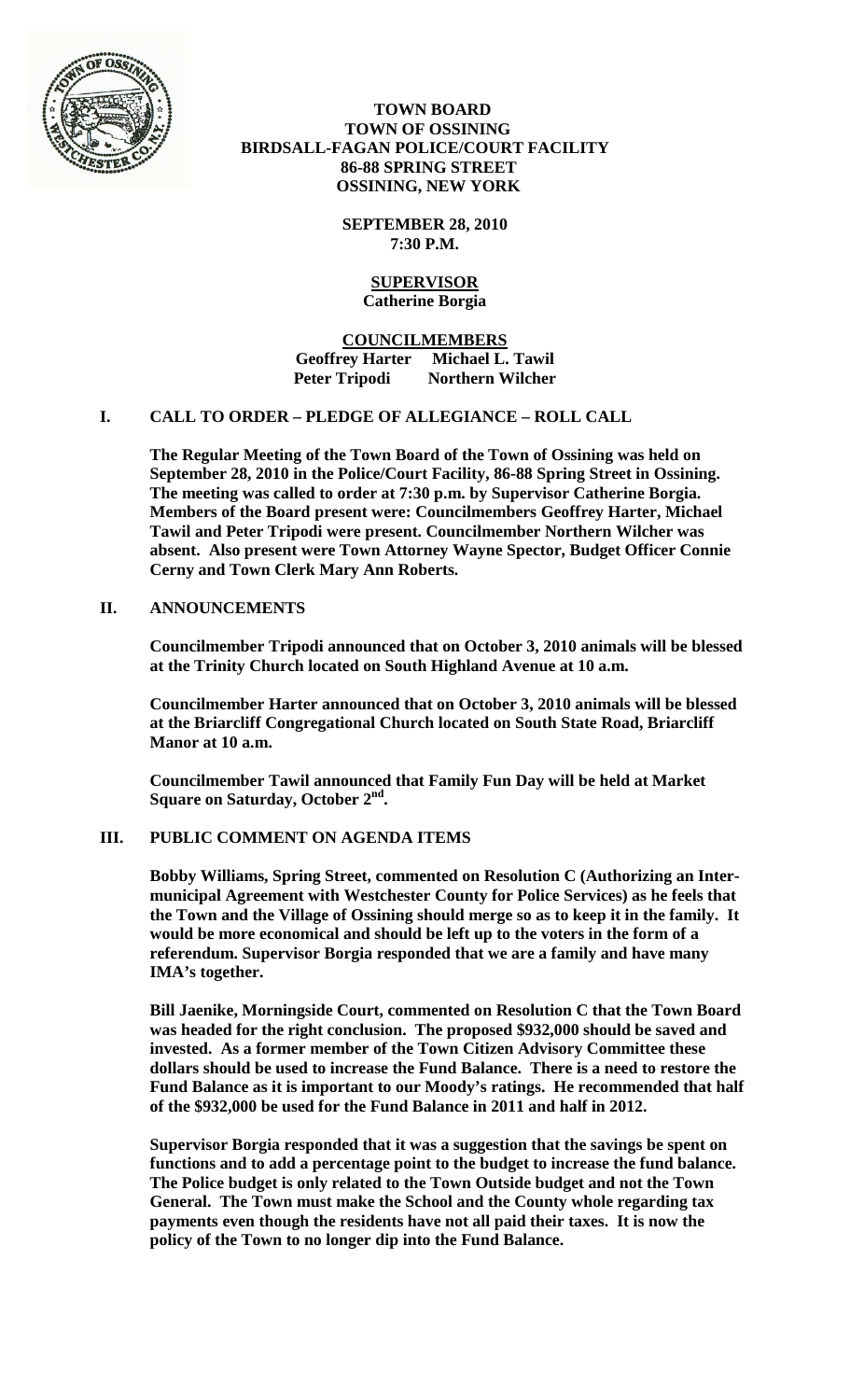**TOWN BOARD**
**TOWN OF OSSINING**
**BIRDSALL-FAGAN POLICE/COURT FACILITY**
**86-88 SPRING STREET**
**OSSINING, NEW YORK**

**SEPTEMBER 28, 2010**
**7:30 P.M.**

**SUPERVISOR**
**Catherine Borgia**

**COUNCILMEMBERS**
**Geoffrey Harter Michael L. Tawil**
**Peter Tripodi Northern Wilcher**

## I. CALL TO ORDER – PLEDGE OF ALLEGIANCE – ROLL CALL

**The Regular Meeting of the Town Board of the Town of Ossining was held on September 28, 2010 in the Police/Court Facility, 86-88 Spring Street in Ossining. The meeting was called to order at 7:30 p.m. by Supervisor Catherine Borgia. Members of the Board present were: Councilmembers Geoffrey Harter, Michael Tawil and Peter Tripodi were present. Councilmember Northern Wilcher was absent. Also present were Town Attorney Wayne Spector, Budget Officer Connie Cerny and Town Clerk Mary Ann Roberts.**

## II. ANNOUNCEMENTS

**Councilmember Tripodi announced that on October 3, 2010 animals will be blessed at the Trinity Church located on South Highland Avenue at 10 a.m.**

**Councilmember Harter announced that on October 3, 2010 animals will be blessed at the Briarcliff Congregational Church located on South State Road, Briarcliff Manor at 10 a.m.**

**Councilmember Tawil announced that Family Fun Day will be held at Market Square on Saturday, October 2nd.**

## III. PUBLIC COMMENT ON AGENDA ITEMS

**Bobby Williams, Spring Street, commented on Resolution C (Authorizing an Inter-municipal Agreement with Westchester County for Police Services) as he feels that the Town and the Village of Ossining should merge so as to keep it in the family. It would be more economical and should be left up to the voters in the form of a referendum. Supervisor Borgia responded that we are a family and have many IMA's together.**

**Bill Jaenike, Morningside Court, commented on Resolution C that the Town Board was headed for the right conclusion. The proposed $932,000 should be saved and invested. As a former member of the Town Citizen Advisory Committee these dollars should be used to increase the Fund Balance. There is a need to restore the Fund Balance as it is important to our Moody's ratings. He recommended that half of the $932,000 be used for the Fund Balance in 2011 and half in 2012.**

**Supervisor Borgia responded that it was a suggestion that the savings be spent on functions and to add a percentage point to the budget to increase the fund balance. The Police budget is only related to the Town Outside budget and not the Town General. The Town must make the School and the County whole regarding tax payments even though the residents have not all paid their taxes. It is now the policy of the Town to no longer dip into the Fund Balance.**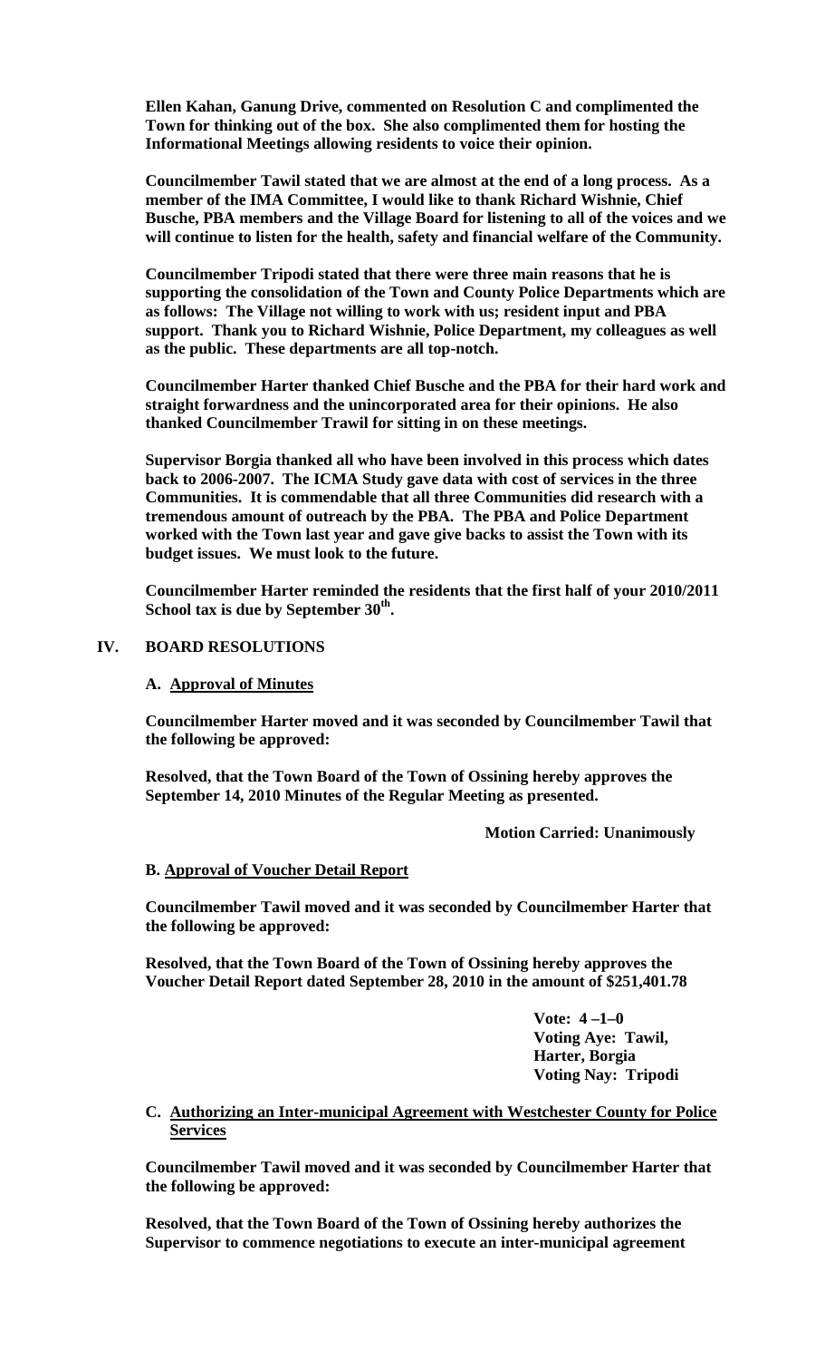**Ellen Kahan, Ganung Drive, commented on Resolution C and complimented the Town for thinking out of the box. She also complimented them for hosting the Informational Meetings allowing residents to voice their opinion.**

**Councilmember Tawil stated that we are almost at the end of a long process. As a member of the IMA Committee, I would like to thank Richard Wishnie, Chief Busche, PBA members and the Village Board for listening to all of the voices and we will continue to listen for the health, safety and financial welfare of the Community.**

**Councilmember Tripodi stated that there were three main reasons that he is supporting the consolidation of the Town and County Police Departments which are as follows: The Village not willing to work with us; resident input and PBA support. Thank you to Richard Wishnie, Police Department, my colleagues as well as the public. These departments are all top-notch.**

**Councilmember Harter thanked Chief Busche and the PBA for their hard work and straight forwardness and the unincorporated area for their opinions. He also thanked Councilmember Trawil for sitting in on these meetings.**

**Supervisor Borgia thanked all who have been involved in this process which dates back to 2006-2007. The ICMA Study gave data with cost of services in the three Communities. It is commendable that all three Communities did research with a tremendous amount of outreach by the PBA. The PBA and Police Department worked with the Town last year and gave give backs to assist the Town with its budget issues. We must look to the future.**

**Councilmember Harter reminded the residents that the first half of your 2010/2011 School tax is due by September 30th.**

## IV. BOARD RESOLUTIONS

### A. Approval of Minutes

**Councilmember Harter moved and it was seconded by Councilmember Tawil that the following be approved:**

**Resolved, that the Town Board of the Town of Ossining hereby approves the September 14, 2010 Minutes of the Regular Meeting as presented.**

**Motion Carried: Unanimously**

### B. Approval of Voucher Detail Report

**Councilmember Tawil moved and it was seconded by Councilmember Harter that the following be approved:**

**Resolved, that the Town Board of the Town of Ossining hereby approves the Voucher Detail Report dated September 28, 2010 in the amount of $251,401.78**

**Vote: 4 –1–0**
**Voting Aye: Tawil, Harter, Borgia**
**Voting Nay: Tripodi**

### C. Authorizing an Inter-municipal Agreement with Westchester County for Police Services

**Councilmember Tawil moved and it was seconded by Councilmember Harter that the following be approved:**

**Resolved, that the Town Board of the Town of Ossining hereby authorizes the Supervisor to commence negotiations to execute an inter-municipal agreement**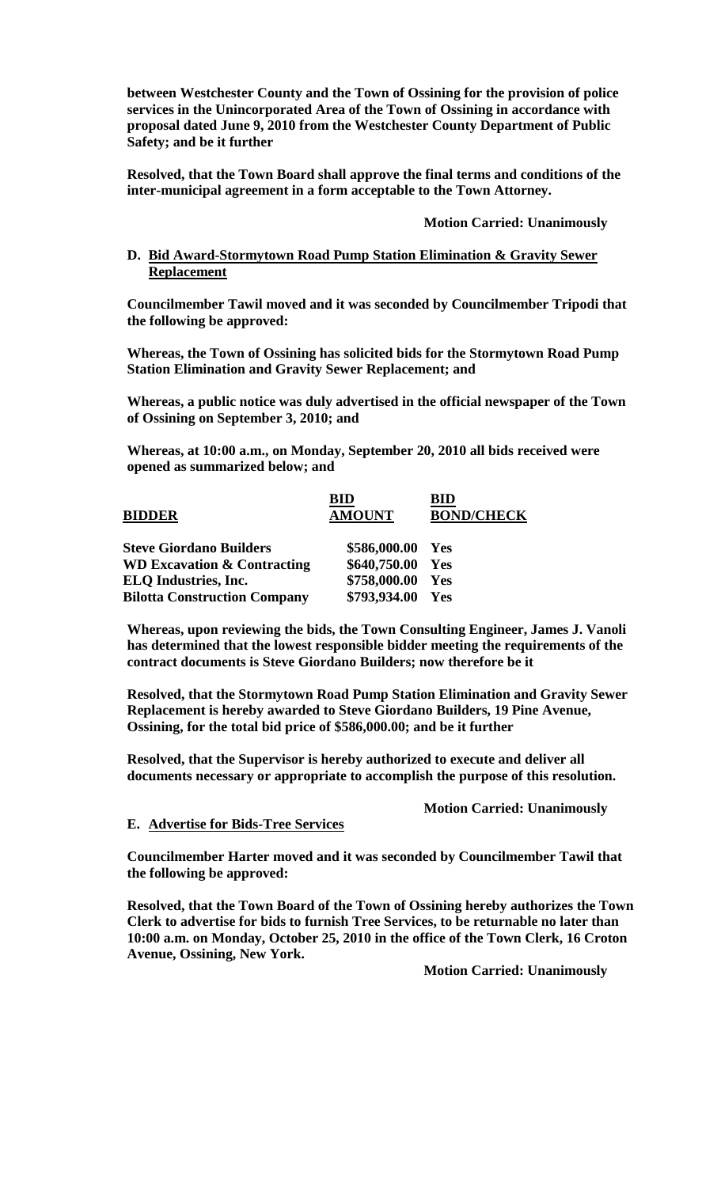**between Westchester County and the Town of Ossining for the provision of police services in the Unincorporated Area of the Town of Ossining in accordance with proposal dated June 9, 2010 from the Westchester County Department of Public Safety; and be it further**

**Resolved, that the Town Board shall approve the final terms and conditions of the inter-municipal agreement in a form acceptable to the Town Attorney.**

**Motion Carried: Unanimously**

**D. Bid Award-Stormytown Road Pump Station Elimination & Gravity Sewer Replacement**

**Councilmember Tawil moved and it was seconded by Councilmember Tripodi that the following be approved:**

**Whereas, the Town of Ossining has solicited bids for the Stormytown Road Pump Station Elimination and Gravity Sewer Replacement; and**

**Whereas, a public notice was duly advertised in the official newspaper of the Town of Ossining on September 3, 2010; and**

**Whereas, at 10:00 a.m., on Monday, September 20, 2010 all bids received were opened as summarized below; and**

| BIDDER | BID AMOUNT | BID BOND/CHECK |
|---|---|---|
| **Steve Giordano Builders** | **$586,000.00** | **Yes** |
| **WD Excavation & Contracting** | **$640,750.00** | **Yes** |
| **ELQ Industries, Inc.** | **$758,000.00** | **Yes** |
| **Bilotta Construction Company** | **$793,934.00** | **Yes** |

**Whereas, upon reviewing the bids, the Town Consulting Engineer, James J. Vanoli has determined that the lowest responsible bidder meeting the requirements of the contract documents is Steve Giordano Builders; now therefore be it**

**Resolved, that the Stormytown Road Pump Station Elimination and Gravity Sewer Replacement is hereby awarded to Steve Giordano Builders, 19 Pine Avenue, Ossining, for the total bid price of $586,000.00; and be it further**

**Resolved, that the Supervisor is hereby authorized to execute and deliver all documents necessary or appropriate to accomplish the purpose of this resolution.**

**Motion Carried: Unanimously**

**E. Advertise for Bids-Tree Services**

**Councilmember Harter moved and it was seconded by Councilmember Tawil that the following be approved:**

**Resolved, that the Town Board of the Town of Ossining hereby authorizes the Town Clerk to advertise for bids to furnish Tree Services, to be returnable no later than 10:00 a.m. on Monday, October 25, 2010 in the office of the Town Clerk, 16 Croton Avenue, Ossining, New York.**

**Motion Carried: Unanimously**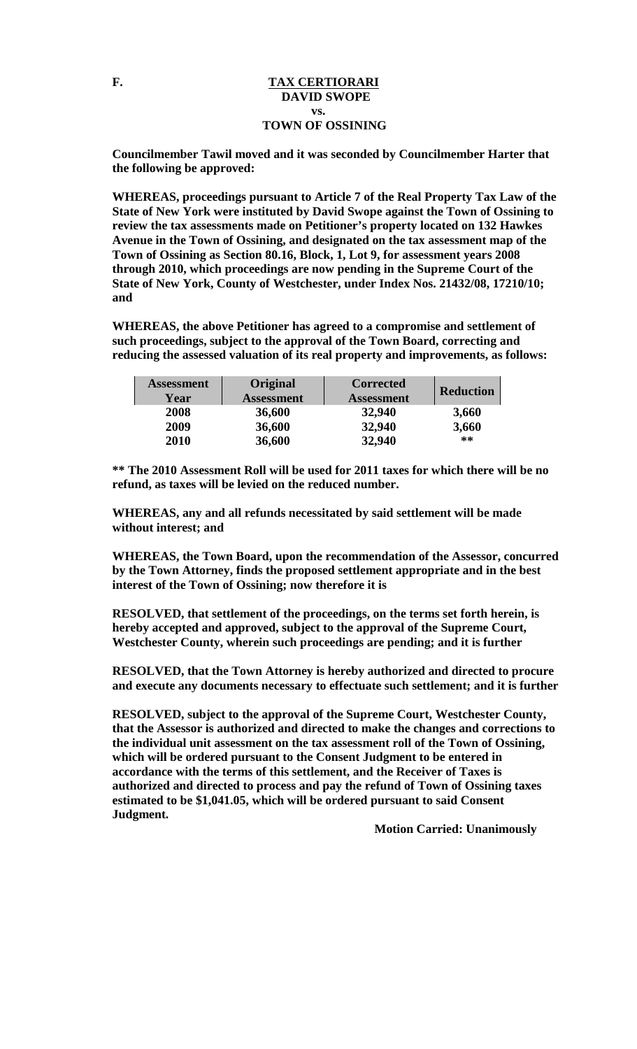**F.** **TAX CERTIORARI**
**DAVID SWOPE**
**vs.**
**TOWN OF OSSINING**

**Councilmember Tawil moved and it was seconded by Councilmember Harter that the following be approved:**

**WHEREAS, proceedings pursuant to Article 7 of the Real Property Tax Law of the State of New York were instituted by David Swope against the Town of Ossining to review the tax assessments made on Petitioner's property located on 132 Hawkes Avenue in the Town of Ossining, and designated on the tax assessment map of the Town of Ossining as Section 80.16, Block, 1, Lot 9, for assessment years 2008 through 2010, which proceedings are now pending in the Supreme Court of the State of New York, County of Westchester, under Index Nos. 21432/08, 17210/10; and**

**WHEREAS, the above Petitioner has agreed to a compromise and settlement of such proceedings, subject to the approval of the Town Board, correcting and reducing the assessed valuation of its real property and improvements, as follows:**

| Assessment Year | Original Assessment | Corrected Assessment | Reduction |
|---|---|---|---|
| 2008 | 36,600 | 32,940 | 3,660 |
| 2009 | 36,600 | 32,940 | 3,660 |
| 2010 | 36,600 | 32,940 | ** |

**\** The 2010 Assessment Roll will be used for 2011 taxes for which there will be no refund, as taxes will be levied on the reduced number.**

**WHEREAS, any and all refunds necessitated by said settlement will be made without interest; and**

**WHEREAS, the Town Board, upon the recommendation of the Assessor, concurred by the Town Attorney, finds the proposed settlement appropriate and in the best interest of the Town of Ossining; now therefore it is**

**RESOLVED, that settlement of the proceedings, on the terms set forth herein, is hereby accepted and approved, subject to the approval of the Supreme Court, Westchester County, wherein such proceedings are pending; and it is further**

**RESOLVED, that the Town Attorney is hereby authorized and directed to procure and execute any documents necessary to effectuate such settlement; and it is further**

**RESOLVED, subject to the approval of the Supreme Court, Westchester County, that the Assessor is authorized and directed to make the changes and corrections to the individual unit assessment on the tax assessment roll of the Town of Ossining, which will be ordered pursuant to the Consent Judgment to be entered in accordance with the terms of this settlement, and the Receiver of Taxes is authorized and directed to process and pay the refund of Town of Ossining taxes estimated to be $1,041.05, which will be ordered pursuant to said Consent Judgment.**

**Motion Carried: Unanimously**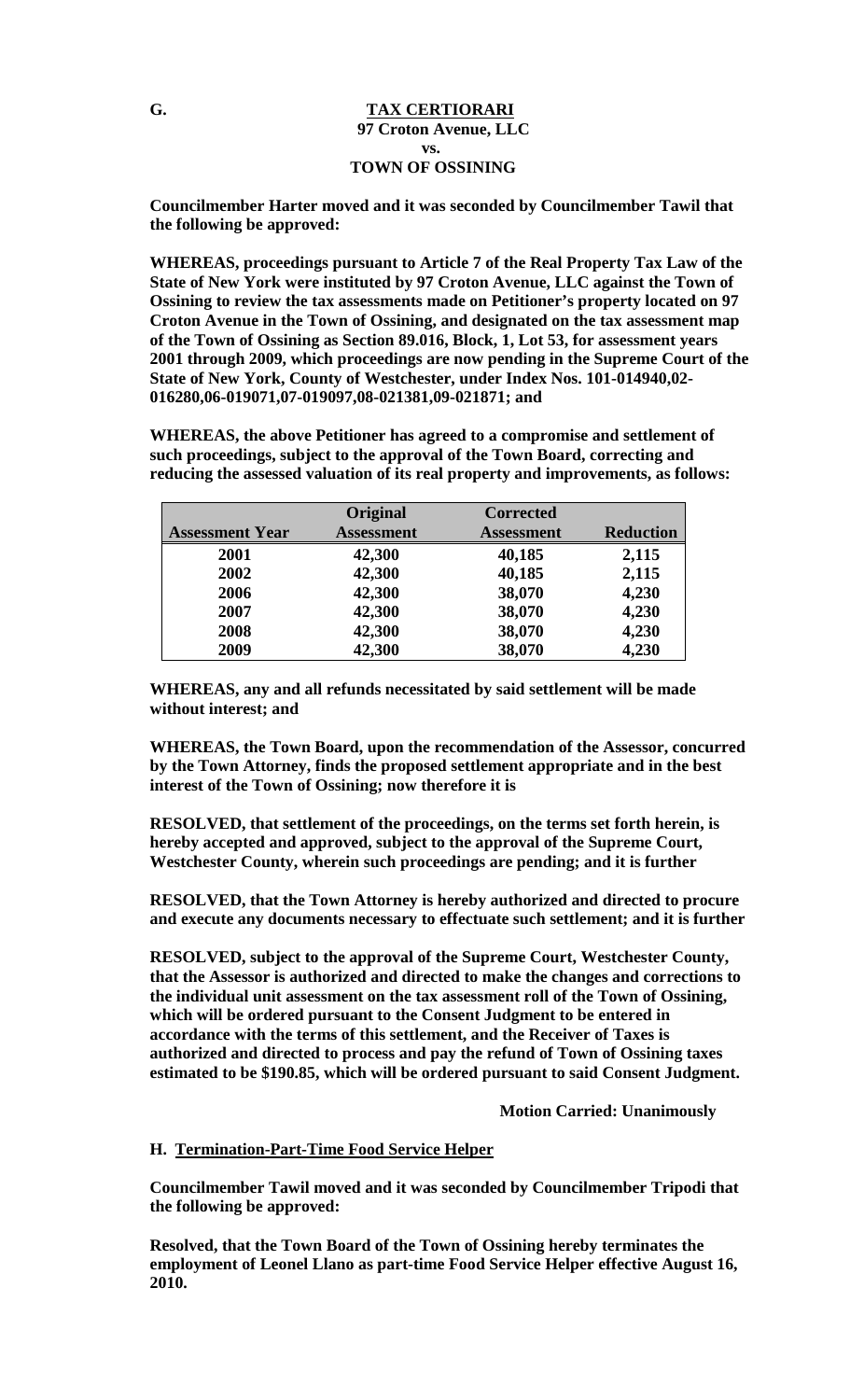**G. TAX CERTIORARI**

**97 Croton Avenue, LLC**
**vs.**
**TOWN OF OSSINING**

**Councilmember Harter moved and it was seconded by Councilmember Tawil that the following be approved:**

**WHEREAS, proceedings pursuant to Article 7 of the Real Property Tax Law of the State of New York were instituted by 97 Croton Avenue, LLC against the Town of Ossining to review the tax assessments made on Petitioner's property located on 97 Croton Avenue in the Town of Ossining, and designated on the tax assessment map of the Town of Ossining as Section 89.016, Block, 1, Lot 53, for assessment years 2001 through 2009, which proceedings are now pending in the Supreme Court of the State of New York, County of Westchester, under Index Nos. 101-014940,02-016280,06-019071,07-019097,08-021381,09-021871; and**

**WHEREAS, the above Petitioner has agreed to a compromise and settlement of such proceedings, subject to the approval of the Town Board, correcting and reducing the assessed valuation of its real property and improvements, as follows:**

| Assessment Year | Original Assessment | Corrected Assessment | Reduction |
|---|---|---|---|
| 2001 | 42,300 | 40,185 | 2,115 |
| 2002 | 42,300 | 40,185 | 2,115 |
| 2006 | 42,300 | 38,070 | 4,230 |
| 2007 | 42,300 | 38,070 | 4,230 |
| 2008 | 42,300 | 38,070 | 4,230 |
| 2009 | 42,300 | 38,070 | 4,230 |

**WHEREAS, any and all refunds necessitated by said settlement will be made without interest; and**

**WHEREAS, the Town Board, upon the recommendation of the Assessor, concurred by the Town Attorney, finds the proposed settlement appropriate and in the best interest of the Town of Ossining; now therefore it is**

**RESOLVED, that settlement of the proceedings, on the terms set forth herein, is hereby accepted and approved, subject to the approval of the Supreme Court, Westchester County, wherein such proceedings are pending; and it is further**

**RESOLVED, that the Town Attorney is hereby authorized and directed to procure and execute any documents necessary to effectuate such settlement; and it is further**

**RESOLVED, subject to the approval of the Supreme Court, Westchester County, that the Assessor is authorized and directed to make the changes and corrections to the individual unit assessment on the tax assessment roll of the Town of Ossining, which will be ordered pursuant to the Consent Judgment to be entered in accordance with the terms of this settlement, and the Receiver of Taxes is authorized and directed to process and pay the refund of Town of Ossining taxes estimated to be $190.85, which will be ordered pursuant to said Consent Judgment.**

**Motion Carried: Unanimously**

**H. Termination-Part-Time Food Service Helper**

**Councilmember Tawil moved and it was seconded by Councilmember Tripodi that the following be approved:**

**Resolved, that the Town Board of the Town of Ossining hereby terminates the employment of Leonel Llano as part-time Food Service Helper effective August 16, 2010.**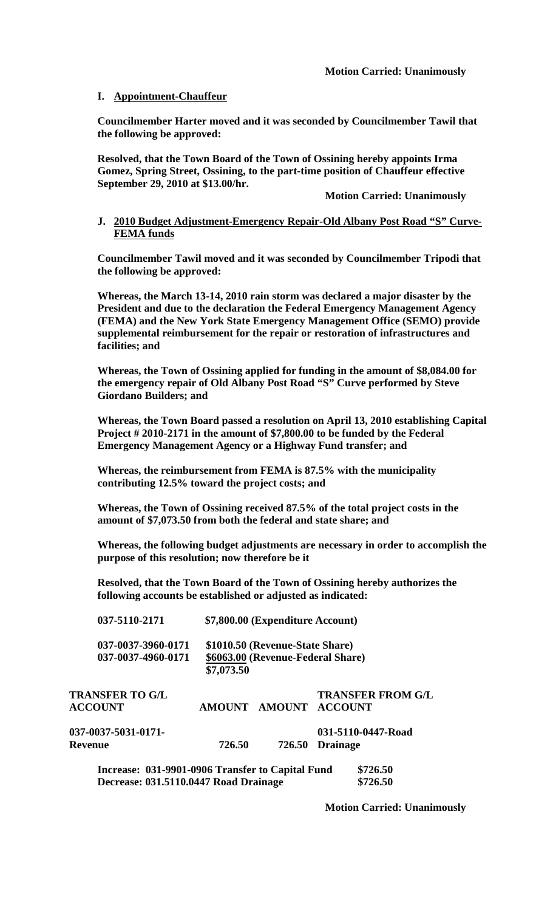**Motion Carried: Unanimously**

**I. Appointment-Chauffeur**

**Councilmember Harter moved and it was seconded by Councilmember Tawil that the following be approved:**

**Resolved, that the Town Board of the Town of Ossining hereby appoints Irma Gomez, Spring Street, Ossining, to the part-time position of Chauffeur effective September 29, 2010 at $13.00/hr.**

**Motion Carried: Unanimously**

**J. 2010 Budget Adjustment-Emergency Repair-Old Albany Post Road "S" Curve-FEMA funds**

**Councilmember Tawil moved and it was seconded by Councilmember Tripodi that the following be approved:**

**Whereas, the March 13-14, 2010 rain storm was declared a major disaster by the President and due to the declaration the Federal Emergency Management Agency (FEMA) and the New York State Emergency Management Office (SEMO) provide supplemental reimbursement for the repair or restoration of infrastructures and facilities; and**

**Whereas, the Town of Ossining applied for funding in the amount of $8,084.00 for the emergency repair of Old Albany Post Road "S" Curve performed by Steve Giordano Builders; and**

**Whereas, the Town Board passed a resolution on April 13, 2010 establishing Capital Project # 2010-2171 in the amount of $7,800.00 to be funded by the Federal Emergency Management Agency or a Highway Fund transfer; and**

**Whereas, the reimbursement from FEMA is 87.5% with the municipality contributing 12.5% toward the project costs; and**

**Whereas, the Town of Ossining received 87.5% of the total project costs in the amount of $7,073.50 from both the federal and state share; and**

**Whereas, the following budget adjustments are necessary in order to accomplish the purpose of this resolution; now therefore be it**

**Resolved, that the Town Board of the Town of Ossining hereby authorizes the following accounts be established or adjusted as indicated:**

| | |
|---|---|
| **037-5110-2171** | **$7,800.00 (Expenditure Account)** |
| **037-0037-3960-0171** | **$1010.50 (Revenue-State Share)** |
| **037-0037-4960-0171** | **$6063.00 (Revenue-Federal Share)** |
| | **$7,073.50** |

| **TRANSFER TO G/L ACCOUNT** | **AMOUNT** | **AMOUNT** | **TRANSFER FROM G/L ACCOUNT** |
|---|---|---|---|
| **037-0037-5031-0171-Revenue** | **726.50** | **726.50** | **031-5110-0447-Road Drainage** |

| | |
|---|---|
| **Increase: 031-9901-0906 Transfer to Capital Fund** | **$726.50** |
| **Decrease: 031.5110.0447 Road Drainage** | **$726.50** |

**Motion Carried: Unanimously**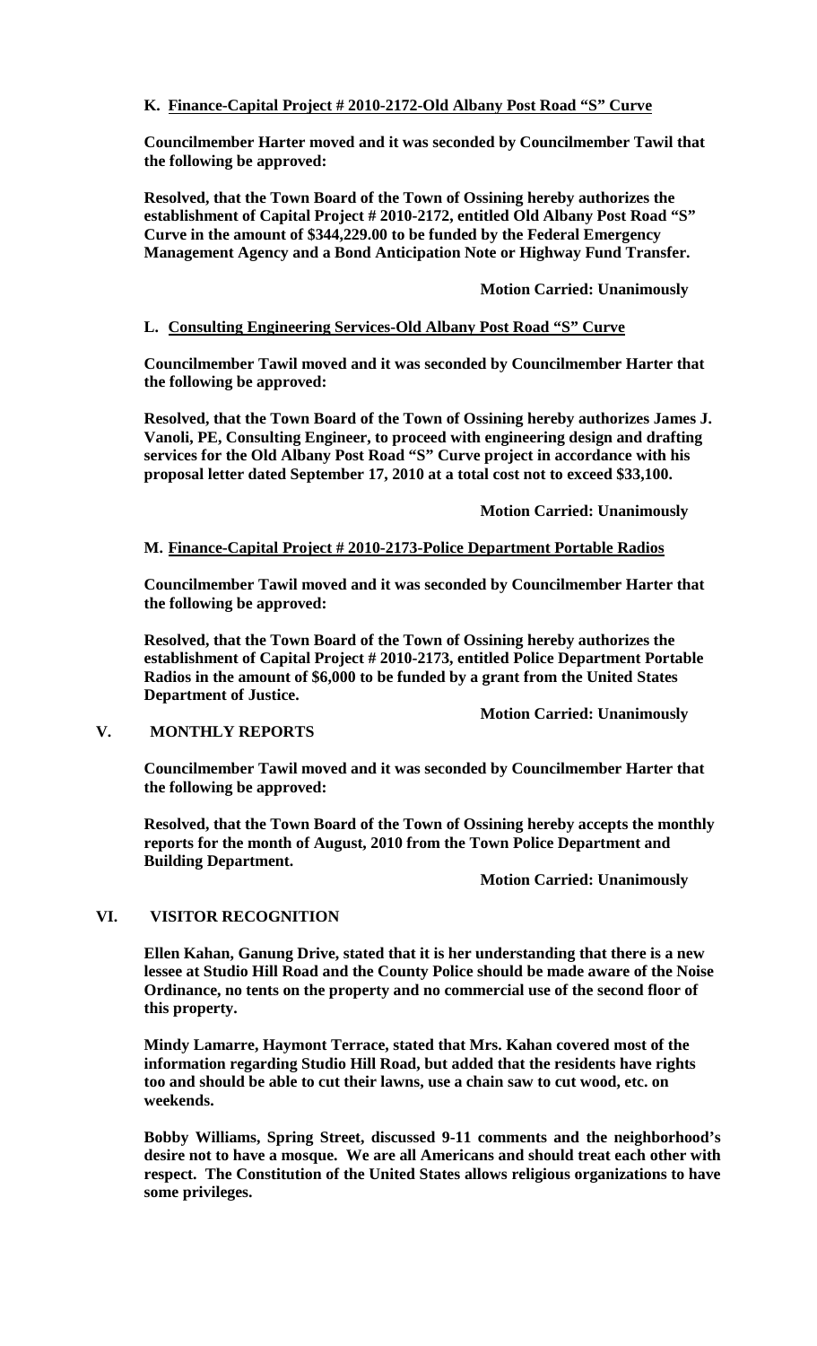**K. Finance-Capital Project # 2010-2172-Old Albany Post Road "S" Curve**

**Councilmember Harter moved and it was seconded by Councilmember Tawil that the following be approved:**

**Resolved, that the Town Board of the Town of Ossining hereby authorizes the establishment of Capital Project # 2010-2172, entitled Old Albany Post Road "S" Curve in the amount of $344,229.00 to be funded by the Federal Emergency Management Agency and a Bond Anticipation Note or Highway Fund Transfer.**

**Motion Carried: Unanimously**

**L. Consulting Engineering Services-Old Albany Post Road "S" Curve**

**Councilmember Tawil moved and it was seconded by Councilmember Harter that the following be approved:**

**Resolved, that the Town Board of the Town of Ossining hereby authorizes James J. Vanoli, PE, Consulting Engineer, to proceed with engineering design and drafting services for the Old Albany Post Road "S" Curve project in accordance with his proposal letter dated September 17, 2010 at a total cost not to exceed $33,100.**

**Motion Carried: Unanimously**

**M. Finance-Capital Project # 2010-2173-Police Department Portable Radios**

**Councilmember Tawil moved and it was seconded by Councilmember Harter that the following be approved:**

**Resolved, that the Town Board of the Town of Ossining hereby authorizes the establishment of Capital Project # 2010-2173, entitled Police Department Portable Radios in the amount of $6,000 to be funded by a grant from the United States Department of Justice.**

**Motion Carried: Unanimously**

## V. MONTHLY REPORTS

**Councilmember Tawil moved and it was seconded by Councilmember Harter that the following be approved:**

**Resolved, that the Town Board of the Town of Ossining hereby accepts the monthly reports for the month of August, 2010 from the Town Police Department and Building Department.**

**Motion Carried: Unanimously**

## VI. VISITOR RECOGNITION

**Ellen Kahan, Ganung Drive, stated that it is her understanding that there is a new lessee at Studio Hill Road and the County Police should be made aware of the Noise Ordinance, no tents on the property and no commercial use of the second floor of this property.**

**Mindy Lamarre, Haymont Terrace, stated that Mrs. Kahan covered most of the information regarding Studio Hill Road, but added that the residents have rights too and should be able to cut their lawns, use a chain saw to cut wood, etc. on weekends.**

**Bobby Williams, Spring Street, discussed 9-11 comments and the neighborhood's desire not to have a mosque. We are all Americans and should treat each other with respect. The Constitution of the United States allows religious organizations to have some privileges.**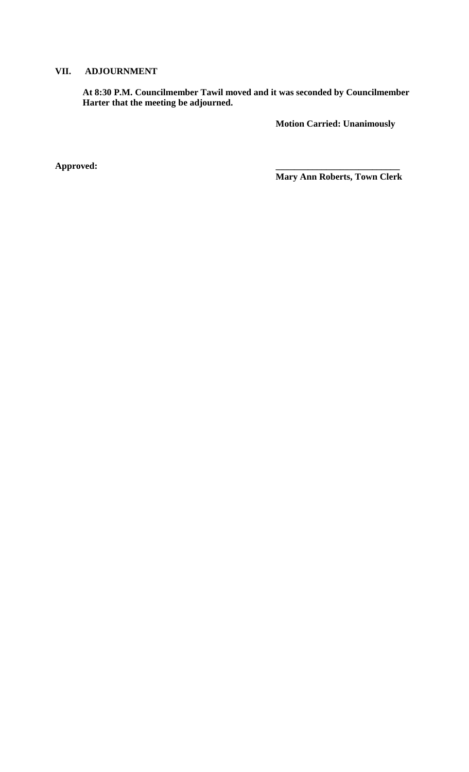## VII. ADJOURNMENT

**At 8:30 P.M. Councilmember Tawil moved and it was seconded by Councilmember Harter that the meeting be adjourned.**

**Motion Carried: Unanimously**

**Approved:** \_\_\_\_\_\_\_\_\_\_\_\_\_\_\_\_\_\_\_\_\_\_\_\_\_\_\_\_

**Mary Ann Roberts, Town Clerk**